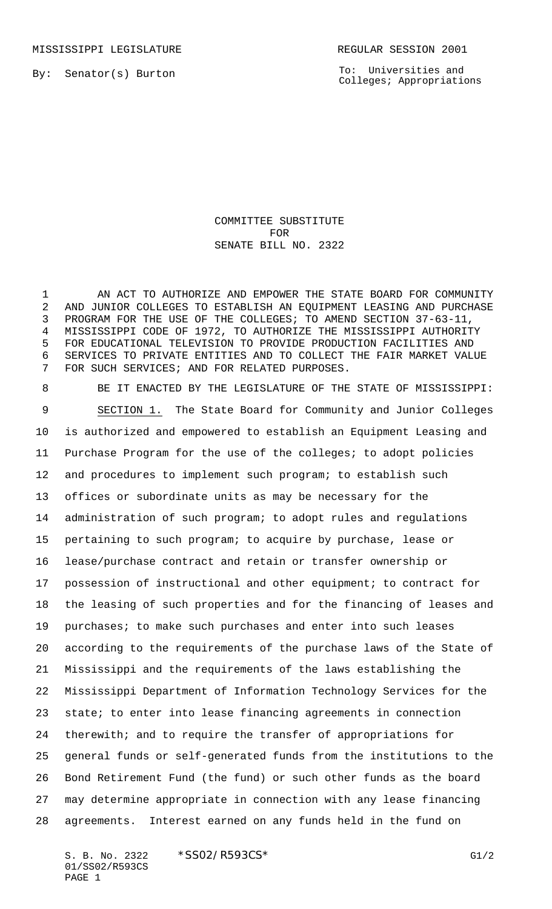MISSISSIPPI LEGISLATURE REGULAR SESSION 2001

By: Senator(s) Burton

To: Universities and Colleges; Appropriations

# COMMITTEE SUBSTITUTE FOR SENATE BILL NO. 2322

AN ACT TO AUTHORIZE AND EMPOWER THE STATE BOARD FOR COMMUNITY AND JUNIOR COLLEGES TO ESTABLISH AN EQUIPMENT LEASING AND PURCHASE PROGRAM FOR THE USE OF THE COLLEGES; TO AMEND SECTION 37-63-11, MISSISSIPPI CODE OF 1972, TO AUTHORIZE THE MISSISSIPPI AUTHORITY FOR EDUCATIONAL TELEVISION TO PROVIDE PRODUCTION FACILITIES AND SERVICES TO PRIVATE ENTITIES AND TO COLLECT THE FAIR MARKET VALUE FOR SUCH SERVICES; AND FOR RELATED PURPOSES.

BE IT ENACTED BY THE LEGISLATURE OF THE STATE OF MISSISSIPPI:

SECTION 1. The State Board for Community and Junior Colleges is authorized and empowered to establish an Equipment Leasing and Purchase Program for the use of the colleges; to adopt policies and procedures to implement such program; to establish such offices or subordinate units as may be necessary for the administration of such program; to adopt rules and regulations pertaining to such program; to acquire by purchase, lease or lease/purchase contract and retain or transfer ownership or possession of instructional and other equipment; to contract for the leasing of such properties and for the financing of leases and purchases; to make such purchases and enter into such leases according to the requirements of the purchase laws of the State of Mississippi and the requirements of the laws establishing the Mississippi Department of Information Technology Services for the state; to enter into lease financing agreements in connection therewith; and to require the transfer of appropriations for general funds or self-generated funds from the institutions to the Bond Retirement Fund (the fund) or such other funds as the board may determine appropriate in connection with any lease financing agreements. Interest earned on any funds held in the fund on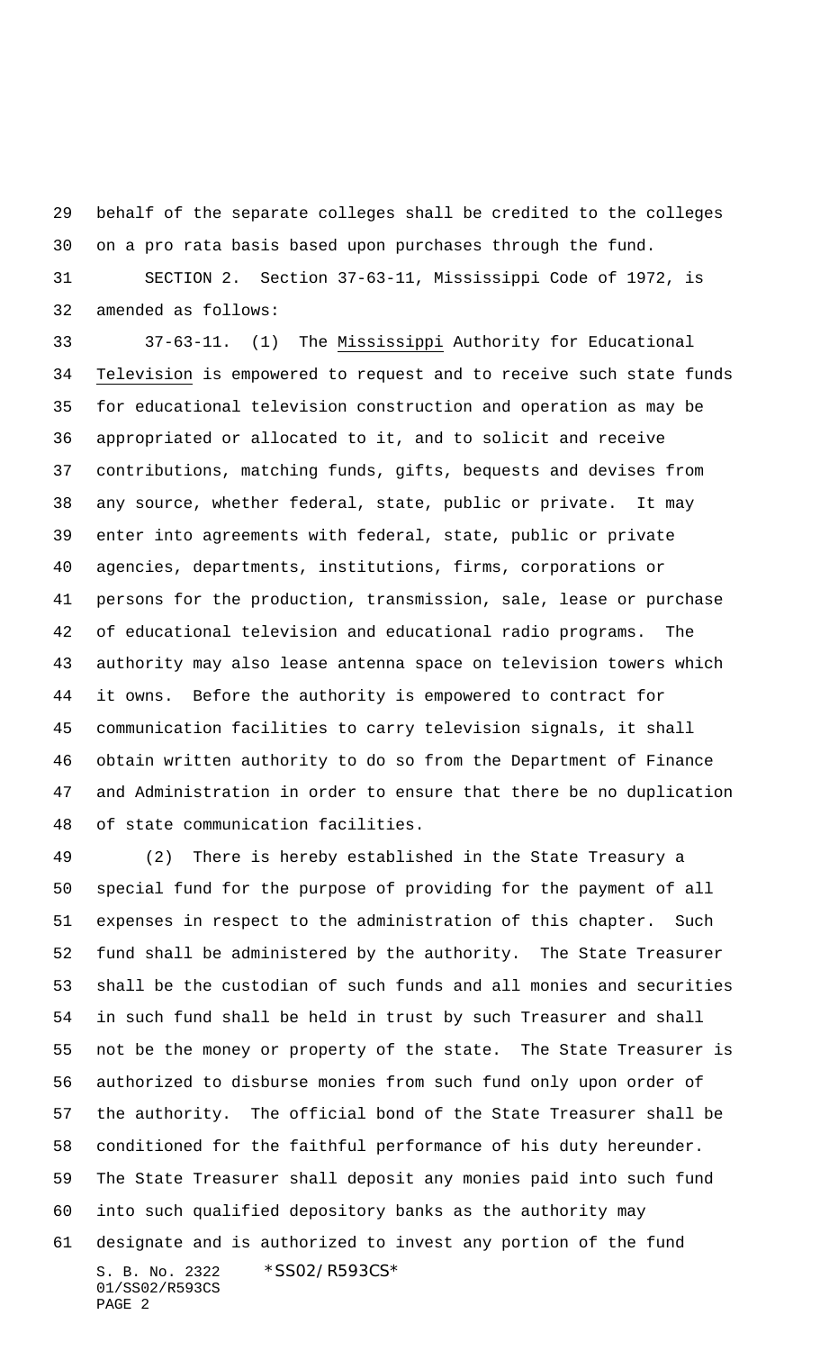behalf of the separate colleges shall be credited to the colleges on a pro rata basis based upon purchases through the fund.

SECTION 2. Section 37-63-11, Mississippi Code of 1972, is amended as follows:

37-63-11. (1) The Mississippi Authority for Educational Television is empowered to request and to receive such state funds for educational television construction and operation as may be appropriated or allocated to it, and to solicit and receive contributions, matching funds, gifts, bequests and devises from any source, whether federal, state, public or private. It may enter into agreements with federal, state, public or private agencies, departments, institutions, firms, corporations or persons for the production, transmission, sale, lease or purchase of educational television and educational radio programs. The authority may also lease antenna space on television towers which it owns. Before the authority is empowered to contract for communication facilities to carry television signals, it shall obtain written authority to do so from the Department of Finance and Administration in order to ensure that there be no duplication of state communication facilities.

(2) There is hereby established in the State Treasury a special fund for the purpose of providing for the payment of all expenses in respect to the administration of this chapter. Such fund shall be administered by the authority. The State Treasurer shall be the custodian of such funds and all monies and securities in such fund shall be held in trust by such Treasurer and shall not be the money or property of the state. The State Treasurer is authorized to disburse monies from such fund only upon order of the authority. The official bond of the State Treasurer shall be conditioned for the faithful performance of his duty hereunder. The State Treasurer shall deposit any monies paid into such fund into such qualified depository banks as the authority may designate and is authorized to invest any portion of the fund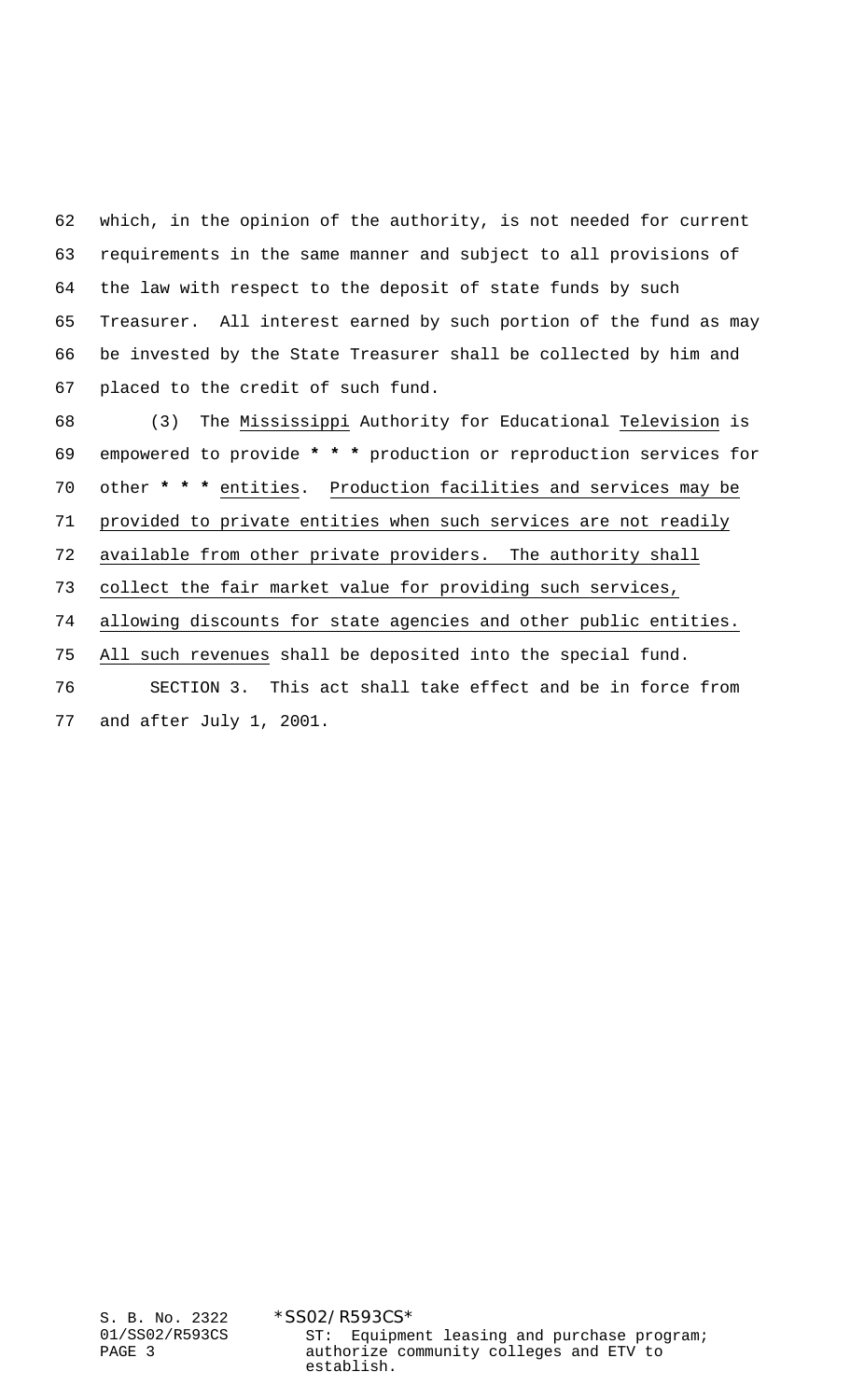which, in the opinion of the authority, is not needed for current requirements in the same manner and subject to all provisions of the law with respect to the deposit of state funds by such Treasurer. All interest earned by such portion of the fund as may be invested by the State Treasurer shall be collected by him and placed to the credit of such fund.

(3) The Mississippi Authority for Educational Television is empowered to provide * * * production or reproduction services for other * * * entities. Production facilities and services may be provided to private entities when such services are not readily available from other private providers. The authority shall collect the fair market value for providing such services, allowing discounts for state agencies and other public entities. All such revenues shall be deposited into the special fund.

SECTION 3. This act shall take effect and be in force from and after July 1, 2001.